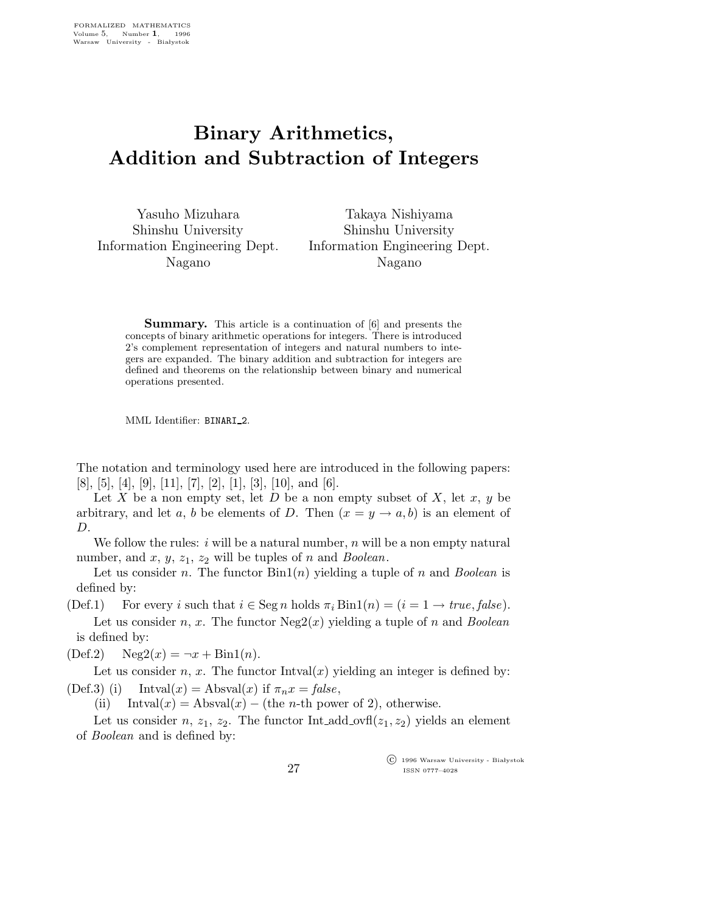# Binary Arithmetics, Addition and Subtraction of Integers

Yasuho Mizuhara
Shinshu University
Information Engineering Dept.
Nagano

Takaya Nishiyama
Shinshu University
Information Engineering Dept.
Nagano

**Summary.** This article is a continuation of [6] and presents the concepts of binary arithmetic operations for integers. There is introduced 2's complement representation of integers and natural numbers to integers are expanded. The binary addition and subtraction for integers are defined and theorems on the relationship between binary and numerical operations presented.

MML Identifier: BINARI_2.

The notation and terminology used here are introduced in the following papers: [8], [5], [4], [9], [11], [7], [2], [1], [3], [10], and [6].

Let $X$ be a non empty set, let $D$ be a non empty subset of $X$, let $x$, $y$ be arbitrary, and let $a$, $b$ be elements of $D$. Then $(x = y \rightarrow a, b)$ is an element of $D$.

We follow the rules: $i$ will be a natural number, $n$ will be a non empty natural number, and $x$, $y$, $z_1$, $z_2$ will be tuples of $n$ and *Boolean*.

Let us consider $n$. The functor $\mathrm{Bin1}(n)$ yielding a tuple of $n$ and *Boolean* is defined by:

(Def.1) For every $i$ such that $i \in \mathrm{Seg}\, n$ holds $\pi_i \mathrm{Bin1}(n) = (i = 1 \rightarrow \mathit{true}, \mathit{false})$.

Let us consider $n$, $x$. The functor $\mathrm{Neg2}(x)$ yielding a tuple of $n$ and *Boolean* is defined by:

(Def.2) $\mathrm{Neg2}(x) = \neg x + \mathrm{Bin1}(n)$.

Let us consider $n$, $x$. The functor $\mathrm{Intval}(x)$ yielding an integer is defined by:

(Def.3) (i) $\mathrm{Intval}(x) = \mathrm{Absval}(x)$ if $\pi_n x = \mathit{false}$,

(ii) $\mathrm{Intval}(x) = \mathrm{Absval}(x) -$ (the $n$-th power of 2), otherwise.

Let us consider $n$, $z_1$, $z_2$. The functor $\mathrm{Int\_add\_ovfl}(z_1, z_2)$ yields an element of *Boolean* and is defined by: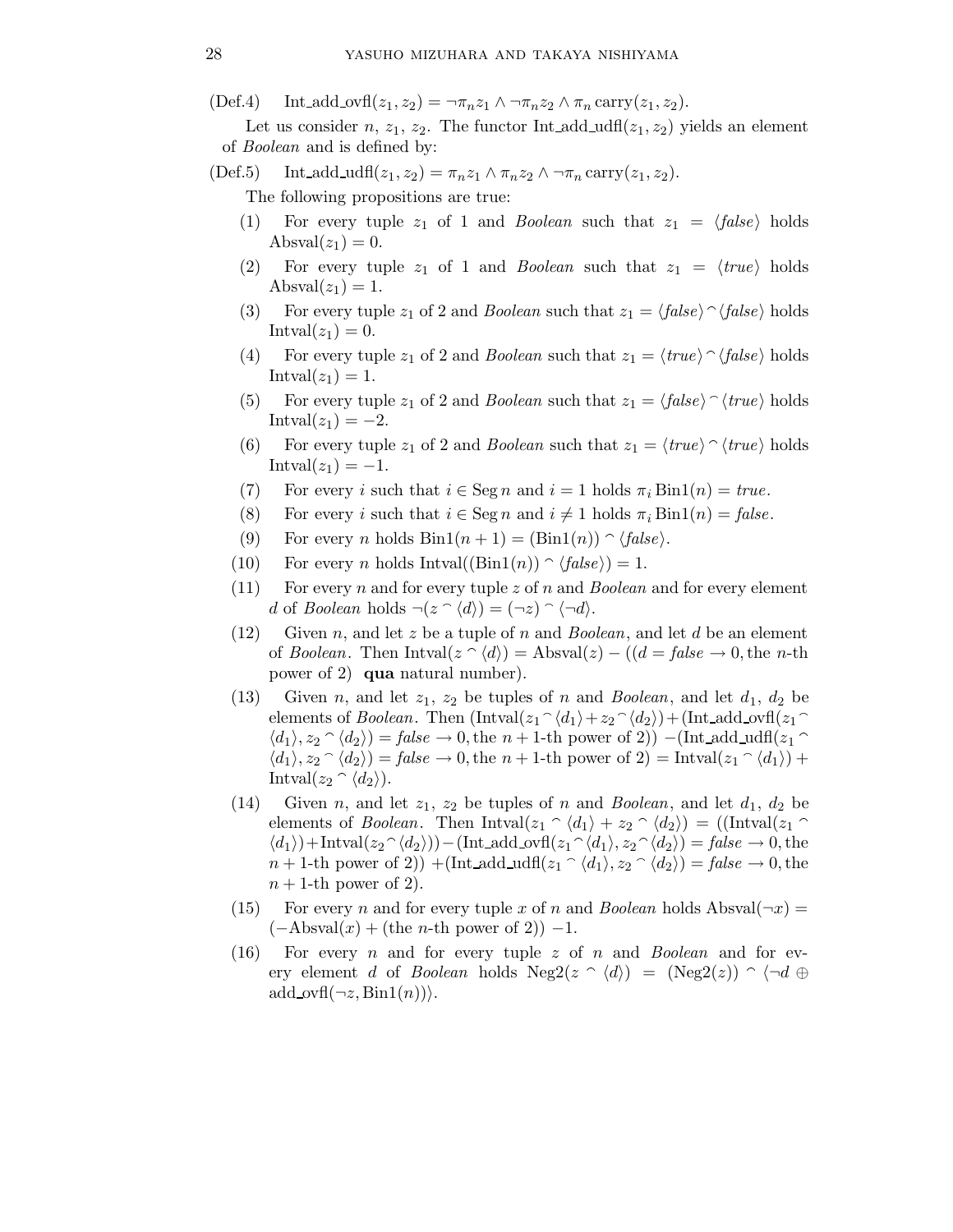(Def.4) $\quad \mathrm{Int\_add\_ovfl}(z_1, z_2) = \neg \pi_n z_1 \wedge \neg \pi_n z_2 \wedge \pi_n \,\mathrm{carry}(z_1, z_2)$.

Let us consider $n$, $z_1$, $z_2$. The functor $\mathrm{Int\_add\_udfl}(z_1, z_2)$ yields an element of *Boolean* and is defined by:

(Def.5) $\quad \mathrm{Int\_add\_udfl}(z_1, z_2) = \pi_n z_1 \wedge \pi_n z_2 \wedge \neg \pi_n \,\mathrm{carry}(z_1, z_2)$.

The following propositions are true:

(1) For every tuple $z_1$ of 1 and *Boolean* such that $z_1 = \langle \mathit{false} \rangle$ holds $\mathrm{Absval}(z_1) = 0$.

(2) For every tuple $z_1$ of 1 and *Boolean* such that $z_1 = \langle \mathit{true} \rangle$ holds $\mathrm{Absval}(z_1) = 1$.

(3) For every tuple $z_1$ of 2 and *Boolean* such that $z_1 = \langle \mathit{false} \rangle \frown \langle \mathit{false} \rangle$ holds $\mathrm{Intval}(z_1) = 0$.

(4) For every tuple $z_1$ of 2 and *Boolean* such that $z_1 = \langle \mathit{true} \rangle \frown \langle \mathit{false} \rangle$ holds $\mathrm{Intval}(z_1) = 1$.

(5) For every tuple $z_1$ of 2 and *Boolean* such that $z_1 = \langle \mathit{false} \rangle \frown \langle \mathit{true} \rangle$ holds $\mathrm{Intval}(z_1) = -2$.

(6) For every tuple $z_1$ of 2 and *Boolean* such that $z_1 = \langle \mathit{true} \rangle \frown \langle \mathit{true} \rangle$ holds $\mathrm{Intval}(z_1) = -1$.

(7) For every $i$ such that $i \in \mathrm{Seg}\, n$ and $i = 1$ holds $\pi_i \,\mathrm{Bin1}(n) = \mathit{true}$.

(8) For every $i$ such that $i \in \mathrm{Seg}\, n$ and $i \neq 1$ holds $\pi_i \,\mathrm{Bin1}(n) = \mathit{false}$.

(9) For every $n$ holds $\mathrm{Bin1}(n + 1) = (\mathrm{Bin1}(n)) \frown \langle \mathit{false} \rangle$.

(10) For every $n$ holds $\mathrm{Intval}((\mathrm{Bin1}(n)) \frown \langle \mathit{false} \rangle) = 1$.

(11) For every $n$ and for every tuple $z$ of $n$ and *Boolean* and for every element $d$ of *Boolean* holds $\neg(z \frown \langle d \rangle) = (\neg z) \frown \langle \neg d \rangle$.

(12) Given $n$, and let $z$ be a tuple of $n$ and *Boolean*, and let $d$ be an element of *Boolean*. Then $\mathrm{Intval}(z \frown \langle d \rangle) = \mathrm{Absval}(z) - ((d = \mathit{false} \rightarrow 0, \text{the } n\text{-th power of } 2)$ **qua** natural number$)$.

(13) Given $n$, and let $z_1$, $z_2$ be tuples of $n$ and *Boolean*, and let $d_1$, $d_2$ be elements of *Boolean*. Then $(\mathrm{Intval}(z_1 \frown \langle d_1 \rangle + z_2 \frown \langle d_2 \rangle) + (\mathrm{Int\_add\_ovfl}(z_1 \frown \langle d_1 \rangle, z_2 \frown \langle d_2 \rangle) = \mathit{false} \rightarrow 0, \text{the } n+1\text{-th power of } 2)) - (\mathrm{Int\_add\_udfl}(z_1 \frown \langle d_1 \rangle, z_2 \frown \langle d_2 \rangle) = \mathit{false} \rightarrow 0, \text{the } n+1\text{-th power of } 2) = \mathrm{Intval}(z_1 \frown \langle d_1 \rangle) + \mathrm{Intval}(z_2 \frown \langle d_2 \rangle)$.

(14) Given $n$, and let $z_1$, $z_2$ be tuples of $n$ and *Boolean*, and let $d_1$, $d_2$ be elements of *Boolean*. Then $\mathrm{Intval}(z_1 \frown \langle d_1 \rangle + z_2 \frown \langle d_2 \rangle) = ((\mathrm{Intval}(z_1 \frown \langle d_1 \rangle) + \mathrm{Intval}(z_2 \frown \langle d_2 \rangle)) - (\mathrm{Int\_add\_ovfl}(z_1 \frown \langle d_1 \rangle, z_2 \frown \langle d_2 \rangle) = \mathit{false} \rightarrow 0, \text{the } n+1\text{-th power of } 2)) + (\mathrm{Int\_add\_udfl}(z_1 \frown \langle d_1 \rangle, z_2 \frown \langle d_2 \rangle) = \mathit{false} \rightarrow 0, \text{the } n+1\text{-th power of } 2)$.

(15) For every $n$ and for every tuple $x$ of $n$ and *Boolean* holds $\mathrm{Absval}(\neg x) = (-\mathrm{Absval}(x) + (\text{the } n\text{-th power of } 2)) - 1$.

(16) For every $n$ and for every tuple $z$ of $n$ and *Boolean* and for every element $d$ of *Boolean* holds $\mathrm{Neg2}(z \frown \langle d \rangle) = (\mathrm{Neg2}(z)) \frown \langle \neg d \oplus \mathrm{add\_ovfl}(\neg z, \mathrm{Bin1}(n)) \rangle$.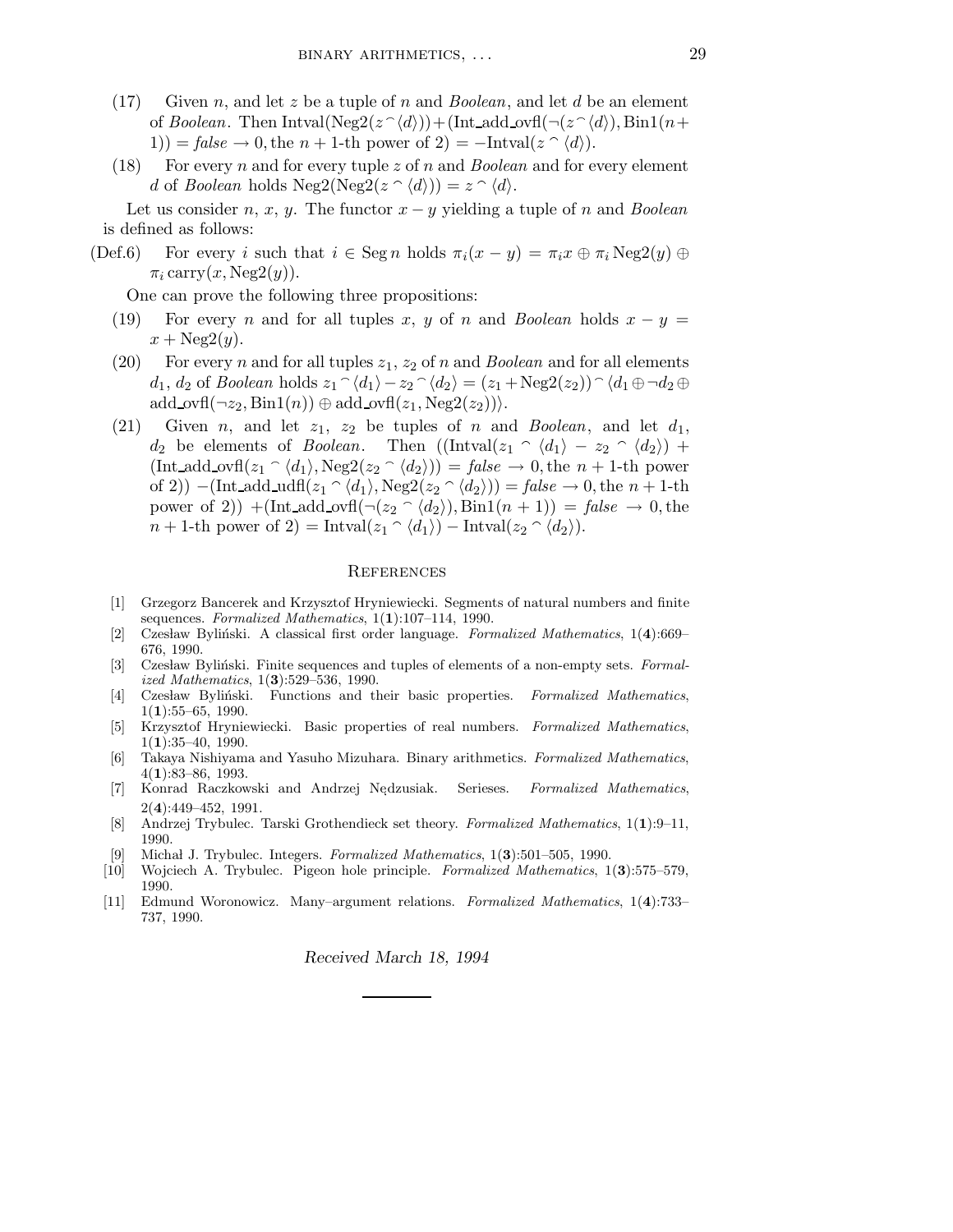(17) Given $n$, and let $z$ be a tuple of $n$ and *Boolean*, and let $d$ be an element of *Boolean*. Then $\mathrm{Intval}(\mathrm{Neg2}(z \frown \langle d \rangle)) + (\mathrm{Int\_add\_ovfl}(\neg(z \frown \langle d \rangle), \mathrm{Bin1}(n+1)) = \mathit{false} \to 0, \text{the } n+1\text{-th power of } 2) = -\mathrm{Intval}(z \frown \langle d \rangle)$.

(18) For every $n$ and for every tuple $z$ of $n$ and *Boolean* and for every element $d$ of *Boolean* holds $\mathrm{Neg2}(\mathrm{Neg2}(z \frown \langle d \rangle)) = z \frown \langle d \rangle$.

Let us consider $n$, $x$, $y$. The functor $x - y$ yielding a tuple of $n$ and *Boolean* is defined as follows:

(Def.6) For every $i$ such that $i \in \mathrm{Seg}\, n$ holds $\pi_i(x - y) = \pi_i x \oplus \pi_i \mathrm{Neg2}(y) \oplus \pi_i \mathrm{carry}(x, \mathrm{Neg2}(y))$.

One can prove the following three propositions:

(19) For every $n$ and for all tuples $x$, $y$ of $n$ and *Boolean* holds $x - y = x + \mathrm{Neg2}(y)$.

(20) For every $n$ and for all tuples $z_1$, $z_2$ of $n$ and *Boolean* and for all elements $d_1$, $d_2$ of *Boolean* holds $z_1 \frown \langle d_1 \rangle - z_2 \frown \langle d_2 \rangle = (z_1 + \mathrm{Neg2}(z_2)) \frown \langle d_1 \oplus \neg d_2 \oplus \mathrm{add\_ovfl}(\neg z_2, \mathrm{Bin1}(n)) \oplus \mathrm{add\_ovfl}(z_1, \mathrm{Neg2}(z_2)) \rangle$.

(21) Given $n$, and let $z_1$, $z_2$ be tuples of $n$ and *Boolean*, and let $d_1$, $d_2$ be elements of *Boolean*. Then $((\mathrm{Intval}(z_1 \frown \langle d_1 \rangle - z_2 \frown \langle d_2 \rangle) + (\mathrm{Int\_add\_ovfl}(z_1 \frown \langle d_1 \rangle, \mathrm{Neg2}(z_2 \frown \langle d_2 \rangle)) = \mathit{false} \to 0, \text{the } n+1\text{-th power of } 2)) - (\mathrm{Int\_add\_udfl}(z_1 \frown \langle d_1 \rangle, \mathrm{Neg2}(z_2 \frown \langle d_2 \rangle)) = \mathit{false} \to 0, \text{the } n+1\text{-th power of } 2)) + (\mathrm{Int\_add\_ovfl}(\neg(z_2 \frown \langle d_2 \rangle), \mathrm{Bin1}(n+1)) = \mathit{false} \to 0, \text{the } n+1\text{-th power of } 2) = \mathrm{Intval}(z_1 \frown \langle d_1 \rangle) - \mathrm{Intval}(z_2 \frown \langle d_2 \rangle)$.

## References

[1] Grzegorz Bancerek and Krzysztof Hryniewiecki. Segments of natural numbers and finite sequences. *Formalized Mathematics*, 1(**1**):107–114, 1990.

[2] Czesław Byliński. A classical first order language. *Formalized Mathematics*, 1(**4**):669–676, 1990.

[3] Czesław Byliński. Finite sequences and tuples of elements of a non-empty sets. *Formalized Mathematics*, 1(**3**):529–536, 1990.

[4] Czesław Byliński. Functions and their basic properties. *Formalized Mathematics*, 1(**1**):55–65, 1990.

[5] Krzysztof Hryniewiecki. Basic properties of real numbers. *Formalized Mathematics*, 1(**1**):35–40, 1990.

[6] Takaya Nishiyama and Yasuho Mizuhara. Binary arithmetics. *Formalized Mathematics*, 4(**1**):83–86, 1993.

[7] Konrad Raczkowski and Andrzej Nędzusiak. Serieses. *Formalized Mathematics*, 2(**4**):449–452, 1991.

[8] Andrzej Trybulec. Tarski Grothendieck set theory. *Formalized Mathematics*, 1(**1**):9–11, 1990.

[9] Michał J. Trybulec. Integers. *Formalized Mathematics*, 1(**3**):501–505, 1990.

[10] Wojciech A. Trybulec. Pigeon hole principle. *Formalized Mathematics*, 1(**3**):575–579, 1990.

[11] Edmund Woronowicz. Many–argument relations. *Formalized Mathematics*, 1(**4**):733–737, 1990.

*Received March 18, 1994*